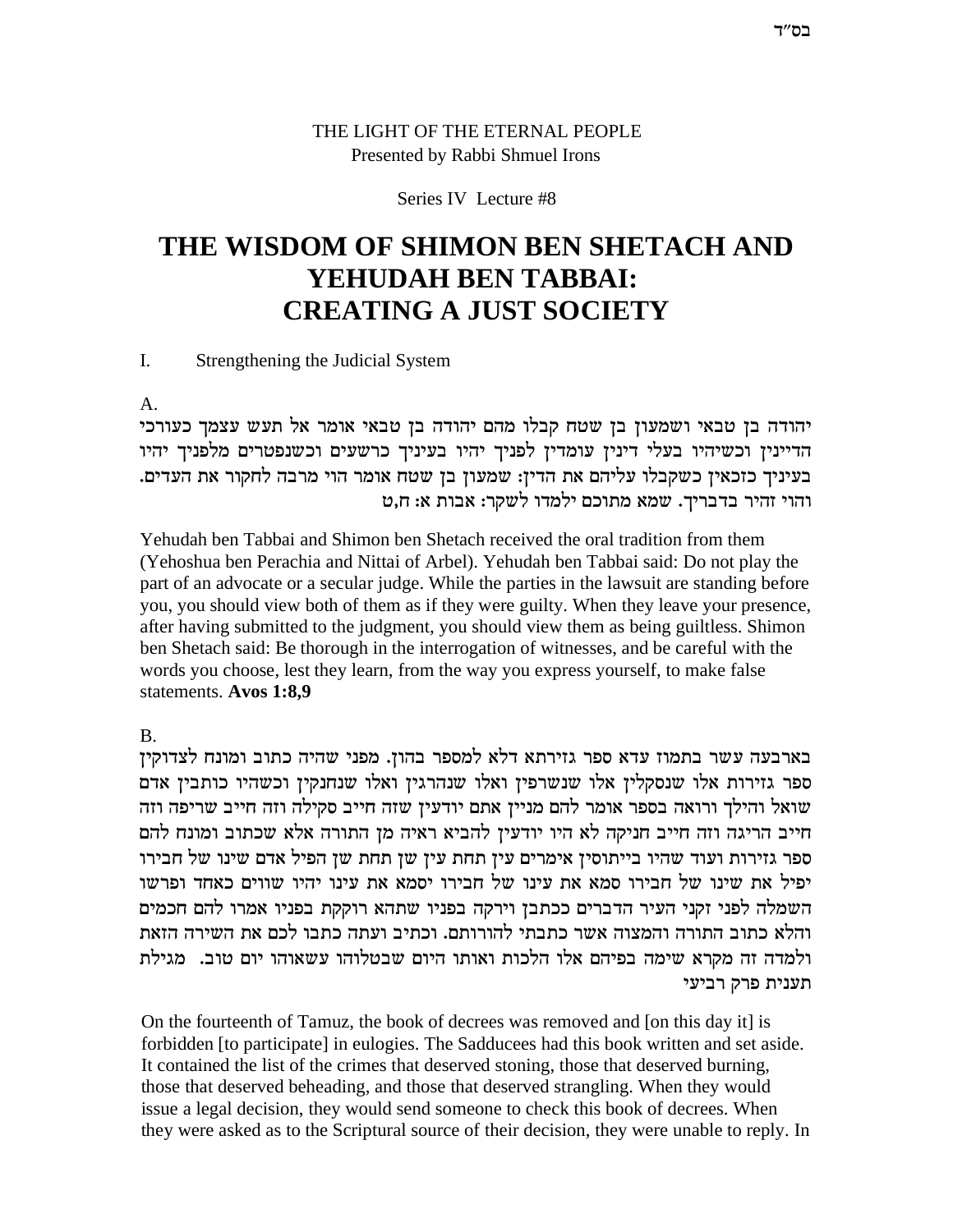בס"ד

THE LIGHT OF THE ETERNAL PEOPLE
Presented by Rabbi Shmuel Irons

Series IV Lecture #8

# THE WISDOM OF SHIMON BEN SHETACH AND YEHUDAH BEN TABBAI: CREATING A JUST SOCIETY

I. Strengthening the Judicial System

A.

יהודה בן טבאי ושמעון בן שטח קבלו מהם יהודה בן טבאי אומר אל תעש עצמך כעורכי הדיינין וכשיהיו בעלי דינין עומדין לפניך יהיו בעיניך כרשעים וכשנפטרים מלפניך יהיו בעיניך כזכאין כשקבלו עליהם את הדין: שמעון בן שטח אומר הוי מרבה לחקור את העדים. והוי זהיר בדבריך. שמא מתוכם ילמדו לשקר: אבות א: ח,ט

Yehudah ben Tabbai and Shimon ben Shetach received the oral tradition from them (Yehoshua ben Perachia and Nittai of Arbel). Yehudah ben Tabbai said: Do not play the part of an advocate or a secular judge. While the parties in the lawsuit are standing before you, you should view both of them as if they were guilty. When they leave your presence, after having submitted to the judgment, you should view them as being guiltless. Shimon ben Shetach said: Be thorough in the interrogation of witnesses, and be careful with the words you choose, lest they learn, from the way you express yourself, to make false statements. **Avos 1:8,9**

B.

בארבעה עשר בתמוז עדא ספר גזירתא דלא למספד בהון. מפני שהיה כתוב ומונח לצדוקין ספר גזירות אלו שנסקלין ואלו שנשרפין ואלו שנהרגין ואלו שנחנקין וכשהיו כותבין אדם שואל והילך ורואה בספר אומר להם מניין אתם יודעין שזה חייב סקילה וזה חייב שריפה וזה חייב הריגה וזה חייב חניקה לא היו יודעין להביא ראיה מן התורה אלא שכתוב ומונח להם ספר גזירות ועוד שהיו בייתוסין אימרים עין תחת עין שן תחת שן הפיל אדם שינו של חבירו יפיל את שינו של חבירו סמא את עינו של חבירו יסמא את עינו יהיו שווים כאחד ופרשו השמלה לפני זקני העיר הדברים ככתבן וירקה בפניו שתהא רוקקת בפניו אמרו להם חכמים והלא כתוב התורה והמצוה אשר כתבתי להורותם. וכתיב ועתה כתבו לכם את השירה הזאת ולמדה זה מקרא שימה בפיהם אלו הלכות ואותו היום שבטלוהו עשאוהו יום טוב. מגילת תענית פרק רביעי

On the fourteenth of Tamuz, the book of decrees was removed and [on this day it] is forbidden [to participate] in eulogies. The Sadducees had this book written and set aside. It contained the list of the crimes that deserved stoning, those that deserved burning, those that deserved beheading, and those that deserved strangling. When they would issue a legal decision, they would send someone to check this book of decrees. When they were asked as to the Scriptural source of their decision, they were unable to reply. In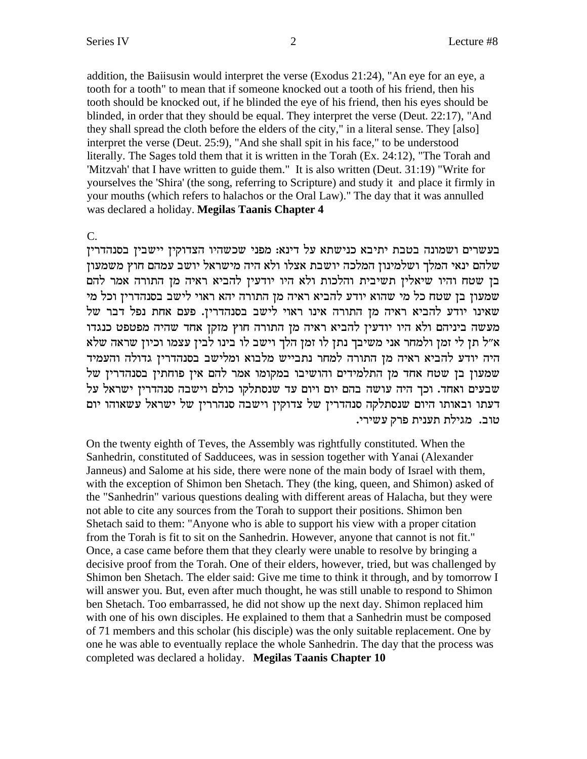addition, the Baiisusin would interpret the verse (Exodus 21:24), "An eye for an eye, a tooth for a tooth" to mean that if someone knocked out a tooth of his friend, then his tooth should be knocked out, if he blinded the eye of his friend, then his eyes should be blinded, in order that they should be equal. They interpret the verse (Deut. 22:17), "And they shall spread the cloth before the elders of the city," in a literal sense. They [also] interpret the verse (Deut. 25:9), "And she shall spit in his face," to be understood literally. The Sages told them that it is written in the Torah (Ex. 24:12), "The Torah and 'Mitzvah' that I have written to guide them." It is also written (Deut. 31:19) "Write for yourselves the 'Shira' (the song, referring to Scripture) and study it and place it firmly in your mouths (which refers to halachos or the Oral Law)." The day that it was annulled was declared a holiday. **Megilas Taanis Chapter 4**

C.

בעשרים ושמונה בטבת יתיבא כנישתא על דינא: מפני שכשהיו הצדוקין יישבין בסנהדרין שלהם ינאי המלך ושלמינון המלכה יושבת אצלו ולא היה מישראל יושב עמהם חוץ משמעון בן שטח והיו שיאלין תשיבית והלכות ולא היו יודעין להביא ראיה מן התורה אמר להם שמעון בן שטח כל מי שהוא יודע להביא ראיה מן התורה יהא ראוי לישב בסנהדרין וכל מי שאינו יודע להביא ראיה מן התורה אינו ראוי לישב בסנהדרין. פעם אחת נפל דבר של מעשה ביניהם ולא היו יודעין להביא ראיה מן התורה חוץ מזקן אחד שהיה מפטפט כנגדו א"ל תן לי זמן ולמחר אני משיבך נתן לו זמן הלך וישב לו בינו לבין עצמו וכיון שראה שלא היה יודע להביא ראיה מן התורה למחר נתבייש מלבוא ומלישב בסנהדרין גדולה והעמיד שמעון בן שטח אחד מן התלמידים והושיבו במקומו אמר להם אין פוחתין בסנהדרין של שבעים ואחד. וכך היה עושה בהם יום ויום עד שנסתלקו כולם וישבה סנהדרין ישראל על דעתו ובאותו היום שנסתלקה סנהדרין של צדוקין וישבה סנהררין של ישראל עשאוהו יום טוב. מגילת תענית פרק עשירי.

On the twenty eighth of Teves, the Assembly was rightfully constituted. When the Sanhedrin, constituted of Sadducees, was in session together with Yanai (Alexander Janneus) and Salome at his side, there were none of the main body of Israel with them, with the exception of Shimon ben Shetach. They (the king, queen, and Shimon) asked of the "Sanhedrin" various questions dealing with different areas of Halacha, but they were not able to cite any sources from the Torah to support their positions. Shimon ben Shetach said to them: "Anyone who is able to support his view with a proper citation from the Torah is fit to sit on the Sanhedrin. However, anyone that cannot is not fit." Once, a case came before them that they clearly were unable to resolve by bringing a decisive proof from the Torah. One of their elders, however, tried, but was challenged by Shimon ben Shetach. The elder said: Give me time to think it through, and by tomorrow I will answer you. But, even after much thought, he was still unable to respond to Shimon ben Shetach. Too embarrassed, he did not show up the next day. Shimon replaced him with one of his own disciples. He explained to them that a Sanhedrin must be composed of 71 members and this scholar (his disciple) was the only suitable replacement. One by one he was able to eventually replace the whole Sanhedrin. The day that the process was completed was declared a holiday. **Megilas Taanis Chapter 10**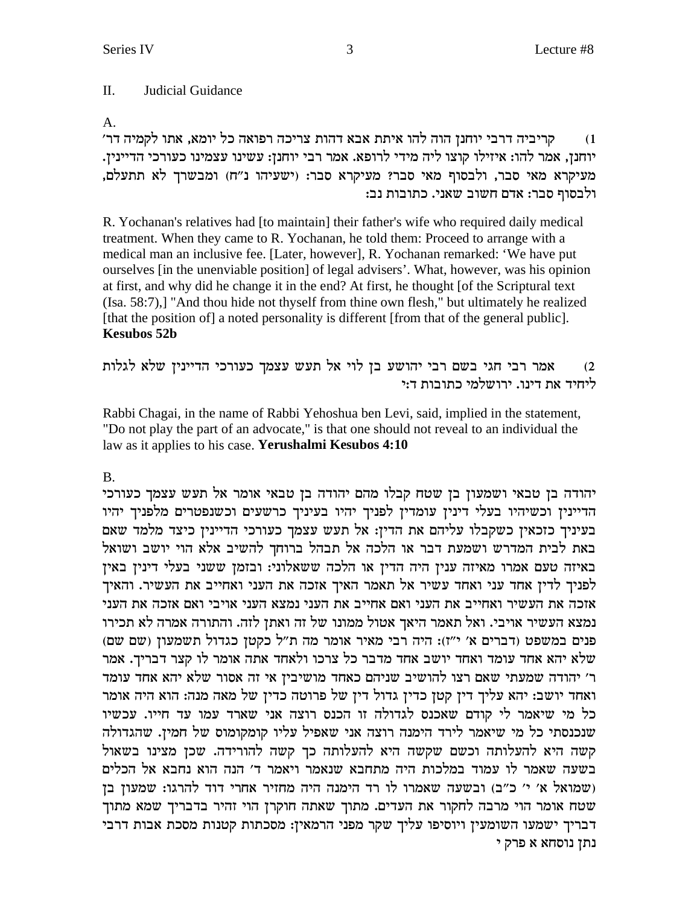## II. Judicial Guidance

### A.

1) קריביה דרבי יוחנן הוה להו איתת אבא דהות צריכה רפואה כל יומא, אתו לקמיה דר' יוחנן, אמר להו: איזילו קוצו ליה מידי לרופא. אמר רבי יוחנן: עשינו עצמינו כעורכי הדיינין. מעיקרא מאי סבר, ולבסוף מאי סבר? מעיקרא סבר: (ישעיהו נ"ח) ומבשרך לא תתעלם, ולבסוף סבר: אדם חשוב שאני. כתובות נב:

R. Yochanan's relatives had [to maintain] their father's wife who required daily medical treatment. When they came to R. Yochanan, he told them: Proceed to arrange with a medical man an inclusive fee. [Later, however], R. Yochanan remarked: 'We have put ourselves [in the unenviable position] of legal advisers'. What, however, was his opinion at first, and why did he change it in the end? At first, he thought [of the Scriptural text (Isa. 58:7),] "And thou hide not thyself from thine own flesh," but ultimately he realized [that the position of] a noted personality is different [from that of the general public]. **Kesubos 52b**

2) אמר רבי חגי בשם רבי יהושע בן לוי אל תעש עצמך כעורכי הדיינין שלא לגלות ליחיד את דינו. ירושלמי כתובות ד:י

Rabbi Chagai, in the name of Rabbi Yehoshua ben Levi, said, implied in the statement, "Do not play the part of an advocate," is that one should not reveal to an individual the law as it applies to his case. **Yerushalmi Kesubos 4:10**

### B.

יהודה בן טבאי ושמעון בן שטח קבלו מהם יהודה בן טבאי אומר אל תעש עצמך כעורכי הדיינין וכשיהיו בעלי דינין עומדין לפניך יהיו בעיניך כרשעים וכשנפטרים מלפניך יהיו בעיניך כזכאין כשקבלו עליהם את הדין: אל תעש עצמך כעורכי הדיינין כיצד מלמד שאם באת לבית המדרש ושמעת דבר או הלכה אל תבהל ברוחך להשיב אלא הוי יושב ושואל באיזה טעם אמרו מאיזה ענין היה הדין או הלכה ששאלוני: ובזמן ששני בעלי דינין באין לפניך לדין אחד עני ואחד עשיר אל תאמר האיך אזכה את העני ואחייב את העשיר. והאיך אזכה את העשיר ואחייב את העני ואם אחייב את העני נמצא העני אויבי ואם אזכה את העני נמצא העשיר אויבי. ואל תאמר היאך אטול ממונו של זה ואתן לזה. והתורה אמרה לא תכירו פנים במשפט (דברים א' י"ז): היה רבי מאיר אומר מה ת"ל כקטן כגדול תשמעון (שם שם) שלא יהא אחד עומד ואחד יושב אחד מדבר כל צרכו ולאחד אתה אומר לו קצר דבריך. אמר ר' יהודה שמעתי שאם רצו להושיב שניהם כאחד מושיבין אי זה אסור שלא יהא אחד עומד ואחד יושב: יהא עליך דין קטן כדין גדול דין של פרוטה כדין של מאה מנה: הוא היה אומר כל מי שיאמר לי קודם שאכנס לגדולה זו הכנס רוצה אני שארד עמו עד חייו. עכשיו שנכנסתי כל מי שיאמר לירד הימנה רוצה אני שאפיל עליו קומקומוס של חמין. שהגדולה קשה היא להעלותה וכשם שקשה היא להעלותה כך קשה להורידה. שכן מצינו בשאול בשעה שאמר לו עמוד במלכות היה מתחבא שנאמר ויאמר ד' הנה הוא נחבא אל הכלים (שמואל א' י' כ"ב) ובשעה שאמרו לו רד הימנה היה מחזיר אחרי דוד להרגו: שמעון בן שטח אומר הוי מרבה לחקור את העדים. מתוך שאתה חוקרן הוי זהיר בדבריך שמא מתוך דבריך ישמעו השומעין ויוסיפו עליך שקר מפני הרמאין: מסכתות קטנות מסכת אבות דרבי נתן נוסחא א פרק י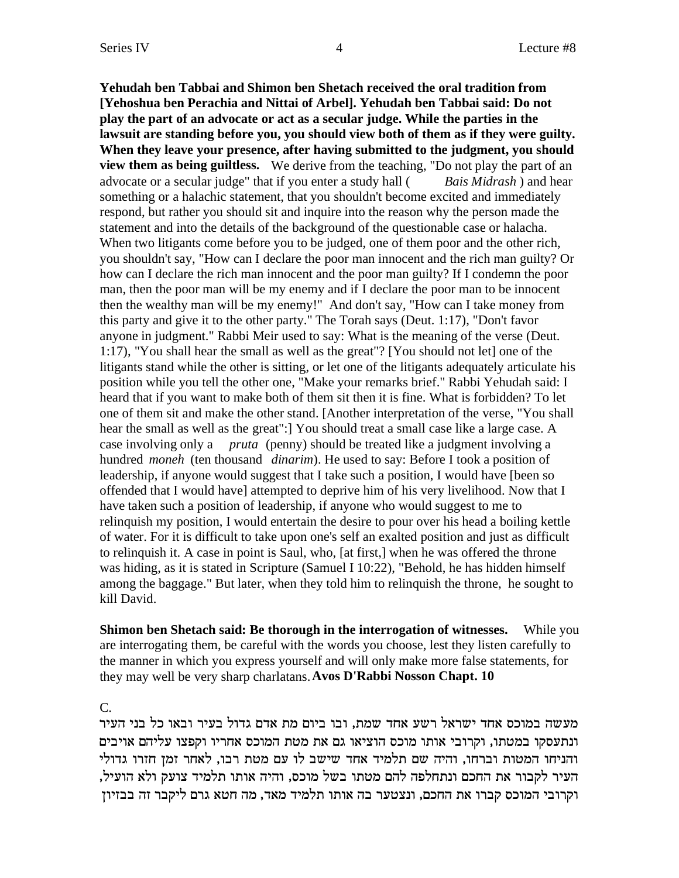**Yehudah ben Tabbai and Shimon ben Shetach received the oral tradition from [Yehoshua ben Perachia and Nittai of Arbel]. Yehudah ben Tabbai said: Do not play the part of an advocate or act as a secular judge. While the parties in the lawsuit are standing before you, you should view both of them as if they were guilty. When they leave your presence, after having submitted to the judgment, you should view them as being guiltless.** We derive from the teaching, "Do not play the part of an advocate or a secular judge" that if you enter a study hall ( *Bais Midrash* ) and hear something or a halachic statement, that you shouldn't become excited and immediately respond, but rather you should sit and inquire into the reason why the person made the statement and into the details of the background of the questionable case or halacha. When two litigants come before you to be judged, one of them poor and the other rich, you shouldn't say, "How can I declare the poor man innocent and the rich man guilty? Or how can I declare the rich man innocent and the poor man guilty? If I condemn the poor man, then the poor man will be my enemy and if I declare the poor man to be innocent then the wealthy man will be my enemy!" And don't say, "How can I take money from this party and give it to the other party." The Torah says (Deut. 1:17), "Don't favor anyone in judgment." Rabbi Meir used to say: What is the meaning of the verse (Deut. 1:17), "You shall hear the small as well as the great"? [You should not let] one of the litigants stand while the other is sitting, or let one of the litigants adequately articulate his position while you tell the other one, "Make your remarks brief." Rabbi Yehudah said: I heard that if you want to make both of them sit then it is fine. What is forbidden? To let one of them sit and make the other stand. [Another interpretation of the verse, "You shall hear the small as well as the great":] You should treat a small case like a large case. A case involving only a *pruta* (penny) should be treated like a judgment involving a hundred *moneh* (ten thousand *dinarim*). He used to say: Before I took a position of leadership, if anyone would suggest that I take such a position, I would have [been so offended that I would have] attempted to deprive him of his very livelihood. Now that I have taken such a position of leadership, if anyone who would suggest to me to relinquish my position, I would entertain the desire to pour over his head a boiling kettle of water. For it is difficult to take upon one's self an exalted position and just as difficult to relinquish it. A case in point is Saul, who, [at first,] when he was offered the throne was hiding, as it is stated in Scripture (Samuel I 10:22), "Behold, he has hidden himself among the baggage." But later, when they told him to relinquish the throne, he sought to kill David.

**Shimon ben Shetach said: Be thorough in the interrogation of witnesses.** While you are interrogating them, be careful with the words you choose, lest they listen carefully to the manner in which you express yourself and will only make more false statements, for they may well be very sharp charlatans. **Avos D'Rabbi Nosson Chapt. 10**

C.

מעשה במוכס אחד ישראל רשע אחד שמת, ובו ביום מת אדם גדול בעיר ובאו כל בני העיר ונתעסקו במטתו, וקרובי אותו מוכס הוציאו גם את מטת המוכס אחריו וקפצו עליהם אויבים והניחו המטות וברחו, והיה שם תלמיד אחד שישב לו עם מטת רבו, לאחר זמן חזרו גדולי העיר לקבור את החכם ונתחלפה להם מטתו בשל מוכס, והיה אותו תלמיד צועק ולא הועיל, וקרובי המוכס קברו את החכם, ונצטער בה אותו תלמיד מאד, מה חטא גרם ליקבר זה בבזיון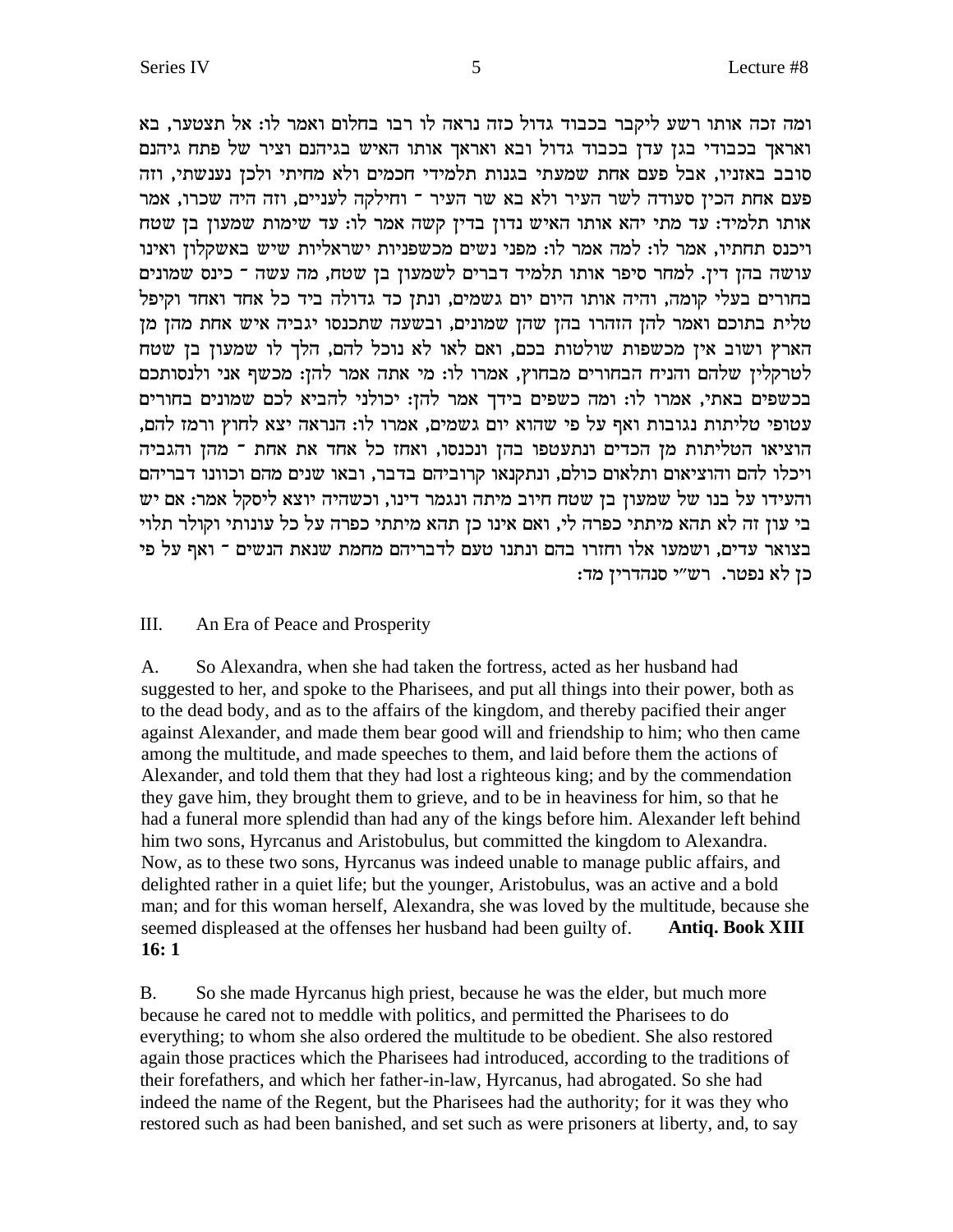ומה זכה אותו רשע ליקבר בכבוד גדול כזה נראה לו רבו בחלום ואמר לו: אל תצטער, בא ואראך בכבודי בגן עדן בכבוד גדול ובא ואראך אותו האיש בגיהנם וציר של פתח גיהנם סובב באזניו, אבל פעם אחת שמעתי בגנות תלמידי חכמים ולא מחיתי ולכן נענשתי, וזה פעם אחת הכין סעודה לשר העיר ולא בא שר העיר - וחילקה לעניים, וזה היה שכרו, אמר אותו תלמיד: עד מתי יהא אותו האיש נדון בדין קשה אמר לו: עד שימות שמעון בן שטח ויכנס תחתיו, אמר לו: למה אמר לו: מפני נשים מכשפניות ישראליות שיש באשקלון ואינו עושה בהן דין. למחר סיפר אותו תלמיד דברים לשמעון בן שטח, מה עשה - כינס שמונים בחורים בעלי קומה, והיה אותו היום יום גשמים, ונתן כד גדולה ביד כל אחד ואחד וקיפל טלית בתוכם ואמר להן הזהרו בהן שהן שמונים, ובשעה שתכנסו יגביה איש אחת מהן מן הארץ ושוב אין מכשפות שולטות בכם, ואם לאו לא נוכל להם, הלך לו שמעון בן שטח לטרקלין שלהם והניח הבחורים מבחוץ, אמרו לו: מי אתה אמר להן: מכשף אני ולנסותכם בכשפים באתי, אמרו לו: ומה כשפים בידך אמר להן: יכולני להביא לכם שמונים בחורים עטופי טליתות נגובות ואף על פי שהוא יום גשמים, אמרו לו: הנראה יצא לחוץ ורמז להם, הוציאו הטליתות מן הכדים ונתעטפו בהן ונכנסו, ואחז כל אחד את אחת - מהן והגביה ויכלו להם והוציאום ותלאום כולם, ונתקנאו קרוביהם בדבר, ובאו שנים מהם וכוונו דבריהם והעידו על בנו של שמעון בן שטח חיוב מיתה ונגמר דינו, וכשהיה יוצא ליסקל אמר: אם יש בי עון זה לא תהא מיתתי כפרה לי, ואם אינו כן תהא מיתתי כפרה על כל עונותי וקולר תלוי בצואר עדים, ושמעו אלו וחזרו בהם ונתנו טעם לדבריהם מחמת שנאת הנשים - ואף על פי כן לא נפטר. רש"י סנהדרין מד:

## III. An Era of Peace and Prosperity

A. So Alexandra, when she had taken the fortress, acted as her husband had suggested to her, and spoke to the Pharisees, and put all things into their power, both as to the dead body, and as to the affairs of the kingdom, and thereby pacified their anger against Alexander, and made them bear good will and friendship to him; who then came among the multitude, and made speeches to them, and laid before them the actions of Alexander, and told them that they had lost a righteous king; and by the commendation they gave him, they brought them to grieve, and to be in heaviness for him, so that he had a funeral more splendid than had any of the kings before him. Alexander left behind him two sons, Hyrcanus and Aristobulus, but committed the kingdom to Alexandra. Now, as to these two sons, Hyrcanus was indeed unable to manage public affairs, and delighted rather in a quiet life; but the younger, Aristobulus, was an active and a bold man; and for this woman herself, Alexandra, she was loved by the multitude, because she seemed displeased at the offenses her husband had been guilty of. **Antiq. Book XIII 16: 1**

B. So she made Hyrcanus high priest, because he was the elder, but much more because he cared not to meddle with politics, and permitted the Pharisees to do everything; to whom she also ordered the multitude to be obedient. She also restored again those practices which the Pharisees had introduced, according to the traditions of their forefathers, and which her father-in-law, Hyrcanus, had abrogated. So she had indeed the name of the Regent, but the Pharisees had the authority; for it was they who restored such as had been banished, and set such as were prisoners at liberty, and, to say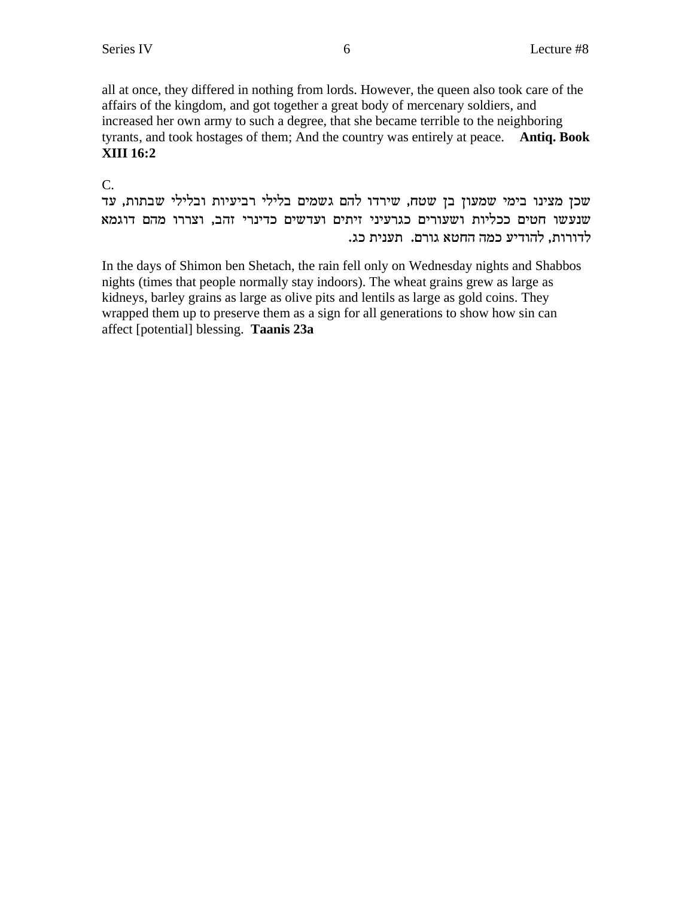all at once, they differed in nothing from lords. However, the queen also took care of the affairs of the kingdom, and got together a great body of mercenary soldiers, and increased her own army to such a degree, that she became terrible to the neighboring tyrants, and took hostages of them; And the country was entirely at peace. **Antiq. Book XIII 16:2**

C.

שכן מצינו בימי שמעון בן שטח, שירדו להם גשמים בלילי רביעיות ובלילי שבתות, עד שנעשו חטים ככליות ושעורים כגרעיני זיתים ועדשים כדינרי זהב, וצררו מהם דוגמא לדורות, להודיע כמה החטא גורם. תענית כג.

In the days of Shimon ben Shetach, the rain fell only on Wednesday nights and Shabbos nights (times that people normally stay indoors). The wheat grains grew as large as kidneys, barley grains as large as olive pits and lentils as large as gold coins. They wrapped them up to preserve them as a sign for all generations to show how sin can affect [potential] blessing. **Taanis 23a**